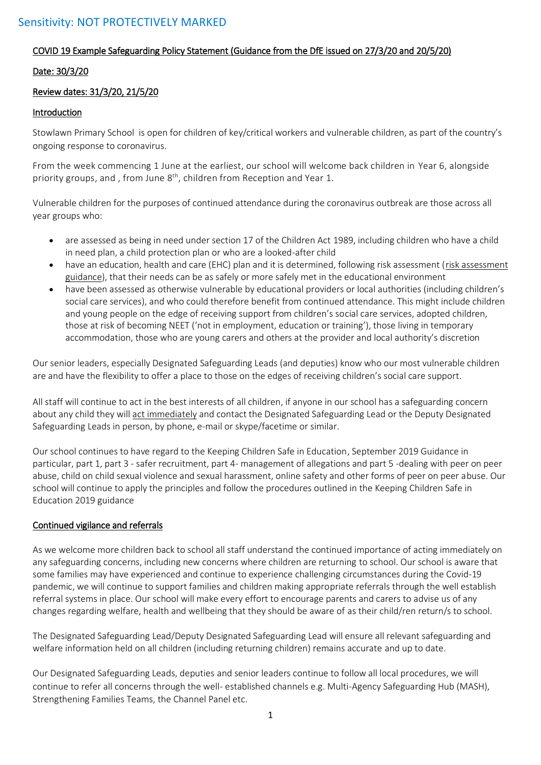Sensitivity: NOT PROTECTIVELY MARKED

COVID 19 Example Safeguarding Policy Statement (Guidance from the DfE issued on 27/3/20 and 20/5/20)

Date: 30/3/20

Review dates: 31/3/20, 21/5/20

## Introduction

Stowlawn Primary School is open for children of key/critical workers and vulnerable children, as part of the country's ongoing response to coronavirus.

From the week commencing 1 June at the earliest, our school will welcome back children in Year 6, alongside priority groups, and , from June 8th, children from Reception and Year 1.

Vulnerable children for the purposes of continued attendance during the coronavirus outbreak are those across all year groups who:

- are assessed as being in need under section 17 of the Children Act 1989, including children who have a child in need plan, a child protection plan or who are a looked-after child
- have an education, health and care (EHC) plan and it is determined, following risk assessment (risk assessment guidance), that their needs can be as safely or more safely met in the educational environment
- have been assessed as otherwise vulnerable by educational providers or local authorities (including children's social care services), and who could therefore benefit from continued attendance. This might include children and young people on the edge of receiving support from children's social care services, adopted children, those at risk of becoming NEET ('not in employment, education or training'), those living in temporary accommodation, those who are young carers and others at the provider and local authority's discretion

Our senior leaders, especially Designated Safeguarding Leads (and deputies) know who our most vulnerable children are and have the flexibility to offer a place to those on the edges of receiving children's social care support.

All staff will continue to act in the best interests of all children, if anyone in our school has a safeguarding concern about any child they will act immediately and contact the Designated Safeguarding Lead or the Deputy Designated Safeguarding Leads in person, by phone, e-mail or skype/facetime or similar.

Our school continues to have regard to the Keeping Children Safe in Education, September 2019 Guidance in particular, part 1, part 3 - safer recruitment, part 4- management of allegations and part 5 -dealing with peer on peer abuse, child on child sexual violence and sexual harassment, online safety and other forms of peer on peer abuse. Our school will continue to apply the principles and follow the procedures outlined in the Keeping Children Safe in Education 2019 guidance

## Continued vigilance and referrals

As we welcome more children back to school all staff understand the continued importance of acting immediately on any safeguarding concerns, including new concerns where children are returning to school. Our school is aware that some families may have experienced and continue to experience challenging circumstances during the Covid-19 pandemic, we will continue to support families and children making appropriate referrals through the well establish referral systems in place. Our school will make every effort to encourage parents and carers to advise us of any changes regarding welfare, health and wellbeing that they should be aware of as their child/ren return/s to school.

The Designated Safeguarding Lead/Deputy Designated Safeguarding Lead will ensure all relevant safeguarding and welfare information held on all children (including returning children) remains accurate and up to date.

Our Designated Safeguarding Leads, deputies and senior leaders continue to follow all local procedures, we will continue to refer all concerns through the well- established channels e.g. Multi-Agency Safeguarding Hub (MASH), Strengthening Families Teams, the Channel Panel etc.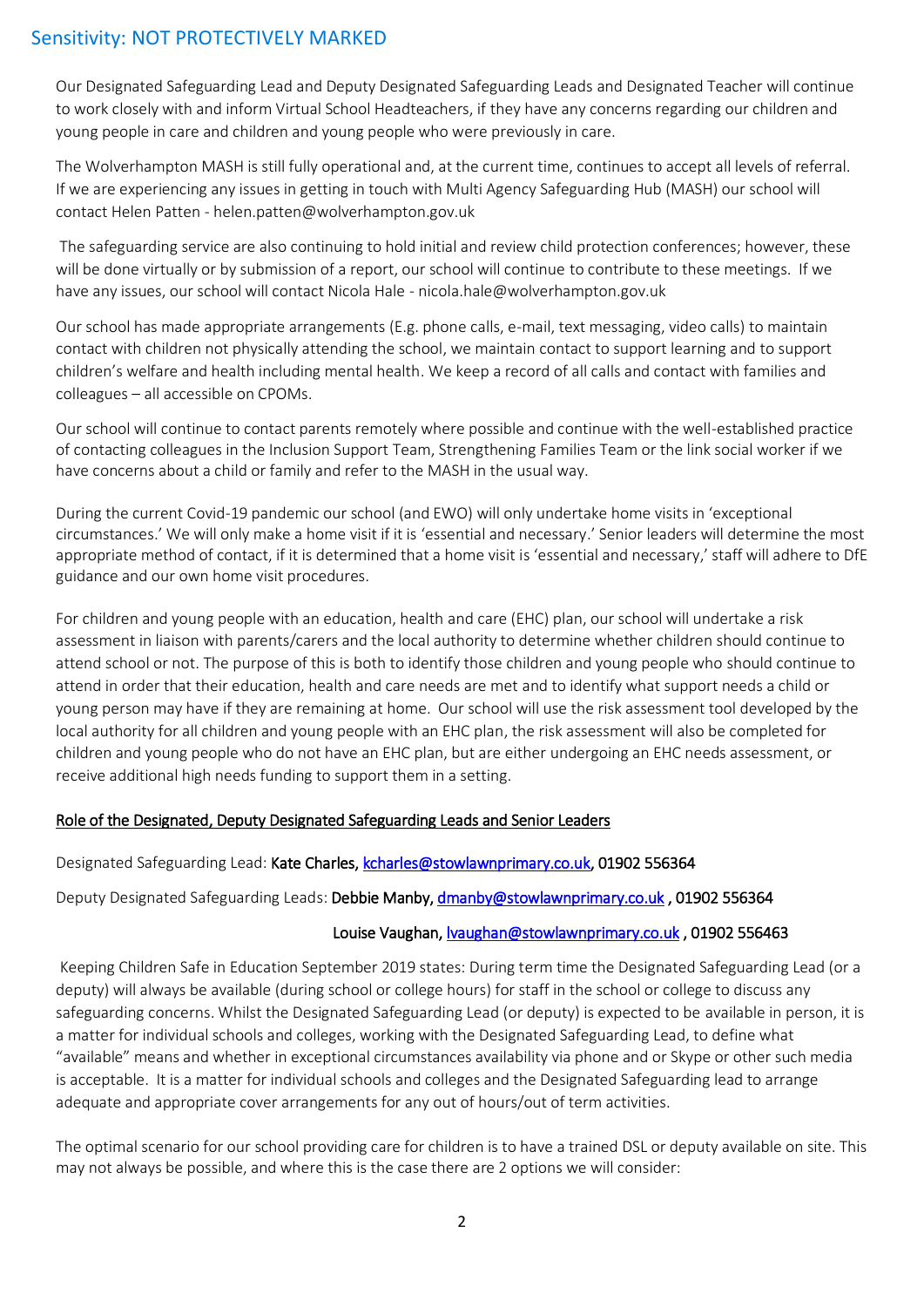Our Designated Safeguarding Lead and Deputy Designated Safeguarding Leads and Designated Teacher will continue to work closely with and inform Virtual School Headteachers, if they have any concerns regarding our children and young people in care and children and young people who were previously in care.

The Wolverhampton MASH is still fully operational and, at the current time, continues to accept all levels of referral. If we are experiencing any issues in getting in touch with Multi Agency Safeguarding Hub (MASH) our school will contact Helen Patten - helen.patten@wolverhampton.gov.uk

The safeguarding service are also continuing to hold initial and review child protection conferences; however, these will be done virtually or by submission of a report, our school will continue to contribute to these meetings. If we have any issues, our school will contact Nicola Hale - nicola.hale@wolverhampton.gov.uk

Our school has made appropriate arrangements (E.g. phone calls, e-mail, text messaging, video calls) to maintain contact with children not physically attending the school, we maintain contact to support learning and to support children's welfare and health including mental health. We keep a record of all calls and contact with families and colleagues – all accessible on CPOMs.

Our school will continue to contact parents remotely where possible and continue with the well-established practice of contacting colleagues in the Inclusion Support Team, Strengthening Families Team or the link social worker if we have concerns about a child or family and refer to the MASH in the usual way.

During the current Covid-19 pandemic our school (and EWO) will only undertake home visits in 'exceptional circumstances.' We will only make a home visit if it is 'essential and necessary.' Senior leaders will determine the most appropriate method of contact, if it is determined that a home visit is 'essential and necessary,' staff will adhere to DfE guidance and our own home visit procedures.

For children and young people with an education, health and care (EHC) plan, our school will undertake a risk assessment in liaison with parents/carers and the local authority to determine whether children should continue to attend school or not. The purpose of this is both to identify those children and young people who should continue to attend in order that their education, health and care needs are met and to identify what support needs a child or young person may have if they are remaining at home. Our school will use the risk assessment tool developed by the local authority for all children and young people with an EHC plan, the risk assessment will also be completed for children and young people who do not have an EHC plan, but are either undergoing an EHC needs assessment, or receive additional high needs funding to support them in a setting.

## Role of the Designated, Deputy Designated Safeguarding Leads and Senior Leaders

Designated Safeguarding Lead: **Kate Charles, kcharles@stowlawnprimary.co.uk, 01902 556364**

Deputy Designated Safeguarding Leads: **Debbie Manby, dmanby@stowlawnprimary.co.uk , 01902 556364**

**Louise Vaughan, lvaughan@stowlawnprimary.co.uk , 01902 556463**

Keeping Children Safe in Education September 2019 states: During term time the Designated Safeguarding Lead (or a deputy) will always be available (during school or college hours) for staff in the school or college to discuss any safeguarding concerns. Whilst the Designated Safeguarding Lead (or deputy) is expected to be available in person, it is a matter for individual schools and colleges, working with the Designated Safeguarding Lead, to define what "available" means and whether in exceptional circumstances availability via phone and or Skype or other such media is acceptable. It is a matter for individual schools and colleges and the Designated Safeguarding lead to arrange adequate and appropriate cover arrangements for any out of hours/out of term activities.

The optimal scenario for our school providing care for children is to have a trained DSL or deputy available on site. This may not always be possible, and where this is the case there are 2 options we will consider: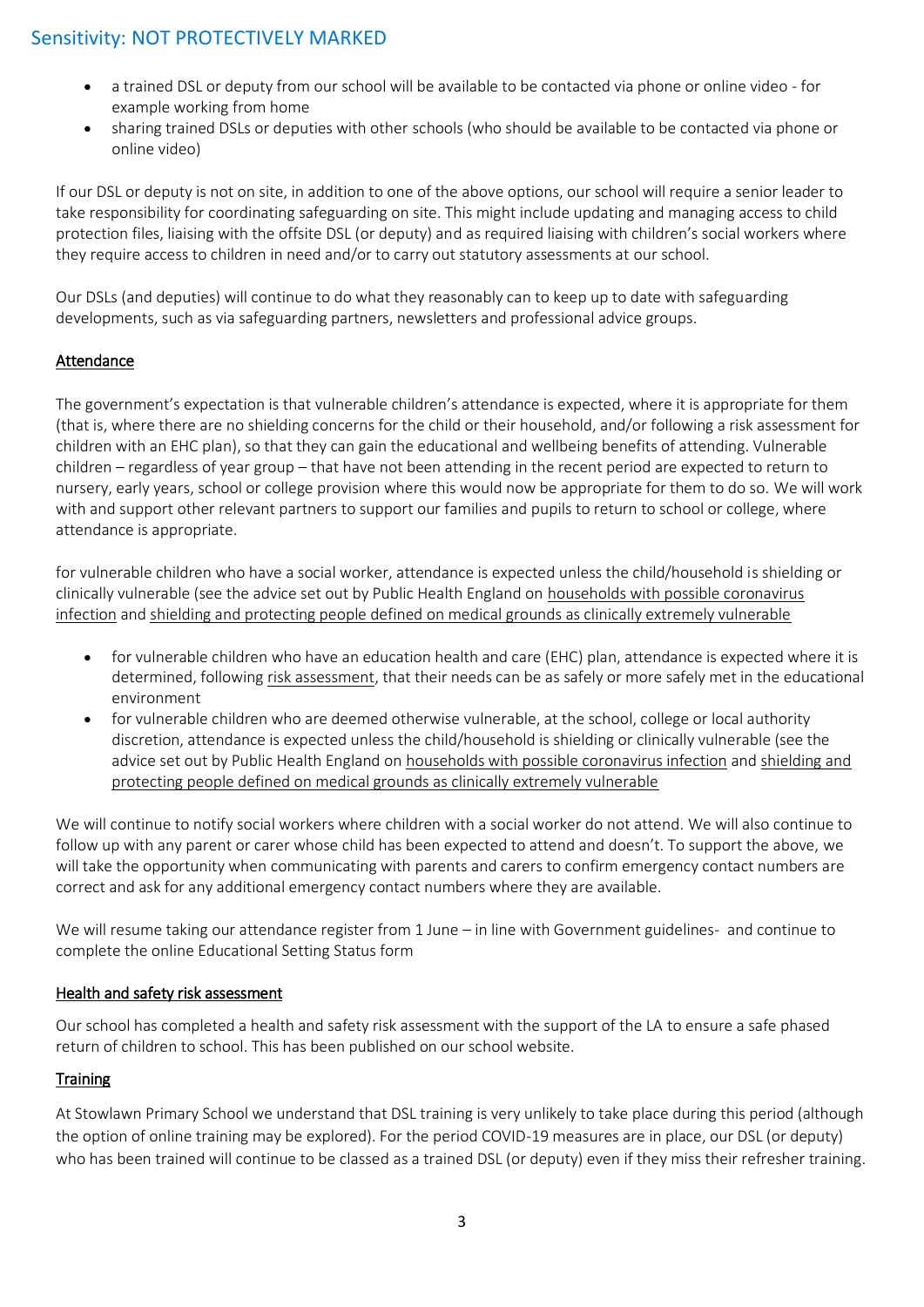- a trained DSL or deputy from our school will be available to be contacted via phone or online video - for example working from home
- sharing trained DSLs or deputies with other schools (who should be available to be contacted via phone or online video)

If our DSL or deputy is not on site, in addition to one of the above options, our school will require a senior leader to take responsibility for coordinating safeguarding on site. This might include updating and managing access to child protection files, liaising with the offsite DSL (or deputy) and as required liaising with children's social workers where they require access to children in need and/or to carry out statutory assessments at our school.

Our DSLs (and deputies) will continue to do what they reasonably can to keep up to date with safeguarding developments, such as via safeguarding partners, newsletters and professional advice groups.

## Attendance

The government's expectation is that vulnerable children's attendance is expected, where it is appropriate for them (that is, where there are no shielding concerns for the child or their household, and/or following a risk assessment for children with an EHC plan), so that they can gain the educational and wellbeing benefits of attending. Vulnerable children – regardless of year group – that have not been attending in the recent period are expected to return to nursery, early years, school or college provision where this would now be appropriate for them to do so. We will work with and support other relevant partners to support our families and pupils to return to school or college, where attendance is appropriate.

for vulnerable children who have a social worker, attendance is expected unless the child/household is shielding or clinically vulnerable (see the advice set out by Public Health England on households with possible coronavirus infection and shielding and protecting people defined on medical grounds as clinically extremely vulnerable

- for vulnerable children who have an education health and care (EHC) plan, attendance is expected where it is determined, following risk assessment, that their needs can be as safely or more safely met in the educational environment
- for vulnerable children who are deemed otherwise vulnerable, at the school, college or local authority discretion, attendance is expected unless the child/household is shielding or clinically vulnerable (see the advice set out by Public Health England on households with possible coronavirus infection and shielding and protecting people defined on medical grounds as clinically extremely vulnerable

We will continue to notify social workers where children with a social worker do not attend. We will also continue to follow up with any parent or carer whose child has been expected to attend and doesn't. To support the above, we will take the opportunity when communicating with parents and carers to confirm emergency contact numbers are correct and ask for any additional emergency contact numbers where they are available.

We will resume taking our attendance register from 1 June – in line with Government guidelines- and continue to complete the online Educational Setting Status form

## Health and safety risk assessment

Our school has completed a health and safety risk assessment with the support of the LA to ensure a safe phased return of children to school. This has been published on our school website.

## Training

At Stowlawn Primary School we understand that DSL training is very unlikely to take place during this period (although the option of online training may be explored). For the period COVID-19 measures are in place, our DSL (or deputy) who has been trained will continue to be classed as a trained DSL (or deputy) even if they miss their refresher training.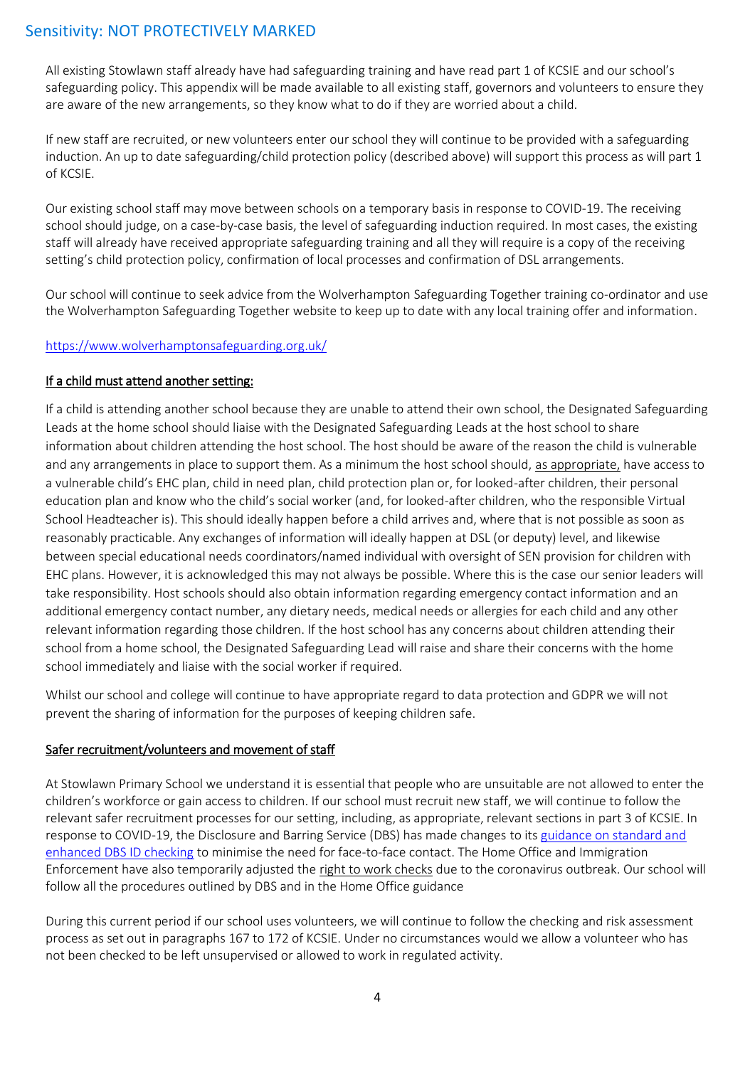All existing Stowlawn staff already have had safeguarding training and have read part 1 of KCSIE and our school's safeguarding policy. This appendix will be made available to all existing staff, governors and volunteers to ensure they are aware of the new arrangements, so they know what to do if they are worried about a child.

If new staff are recruited, or new volunteers enter our school they will continue to be provided with a safeguarding induction. An up to date safeguarding/child protection policy (described above) will support this process as will part 1 of KCSIE.

Our existing school staff may move between schools on a temporary basis in response to COVID-19. The receiving school should judge, on a case-by-case basis, the level of safeguarding induction required. In most cases, the existing staff will already have received appropriate safeguarding training and all they will require is a copy of the receiving setting's child protection policy, confirmation of local processes and confirmation of DSL arrangements.

Our school will continue to seek advice from the Wolverhampton Safeguarding Together training co-ordinator and use the Wolverhampton Safeguarding Together website to keep up to date with any local training offer and information.

https://www.wolverhamptonsafeguarding.org.uk/

**If a child must attend another setting:**

If a child is attending another school because they are unable to attend their own school, the Designated Safeguarding Leads at the home school should liaise with the Designated Safeguarding Leads at the host school to share information about children attending the host school. The host should be aware of the reason the child is vulnerable and any arrangements in place to support them. As a minimum the host school should, as appropriate, have access to a vulnerable child's EHC plan, child in need plan, child protection plan or, for looked-after children, their personal education plan and know who the child's social worker (and, for looked-after children, who the responsible Virtual School Headteacher is). This should ideally happen before a child arrives and, where that is not possible as soon as reasonably practicable. Any exchanges of information will ideally happen at DSL (or deputy) level, and likewise between special educational needs coordinators/named individual with oversight of SEN provision for children with EHC plans. However, it is acknowledged this may not always be possible. Where this is the case our senior leaders will take responsibility. Host schools should also obtain information regarding emergency contact information and an additional emergency contact number, any dietary needs, medical needs or allergies for each child and any other relevant information regarding those children. If the host school has any concerns about children attending their school from a home school, the Designated Safeguarding Lead will raise and share their concerns with the home school immediately and liaise with the social worker if required.

Whilst our school and college will continue to have appropriate regard to data protection and GDPR we will not prevent the sharing of information for the purposes of keeping children safe.

**Safer recruitment/volunteers and movement of staff**

At Stowlawn Primary School we understand it is essential that people who are unsuitable are not allowed to enter the children's workforce or gain access to children. If our school must recruit new staff, we will continue to follow the relevant safer recruitment processes for our setting, including, as appropriate, relevant sections in part 3 of KCSIE. In response to COVID-19, the Disclosure and Barring Service (DBS) has made changes to its guidance on standard and enhanced DBS ID checking to minimise the need for face-to-face contact. The Home Office and Immigration Enforcement have also temporarily adjusted the right to work checks due to the coronavirus outbreak. Our school will follow all the procedures outlined by DBS and in the Home Office guidance

During this current period if our school uses volunteers, we will continue to follow the checking and risk assessment process as set out in paragraphs 167 to 172 of KCSIE. Under no circumstances would we allow a volunteer who has not been checked to be left unsupervised or allowed to work in regulated activity.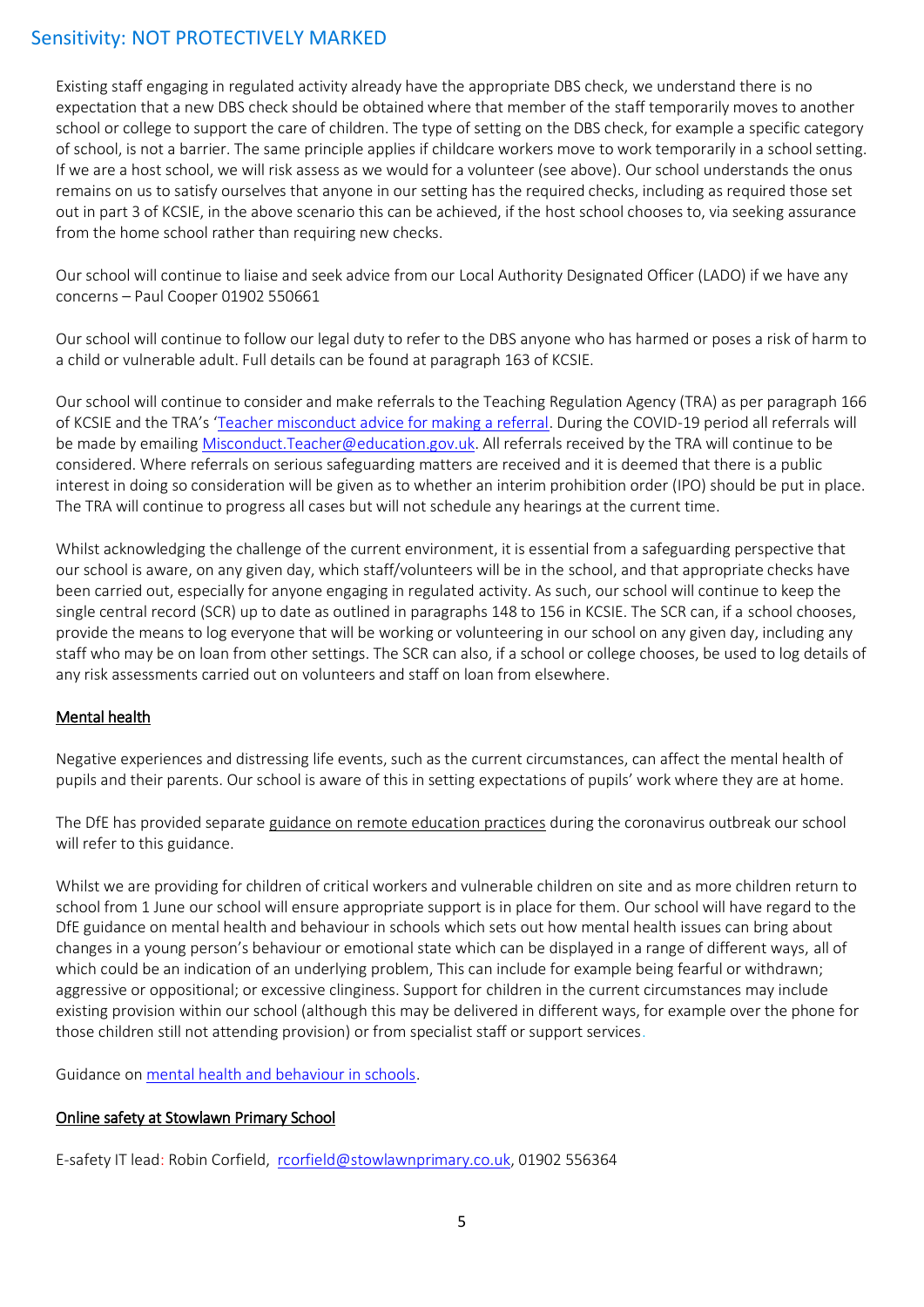Existing staff engaging in regulated activity already have the appropriate DBS check, we understand there is no expectation that a new DBS check should be obtained where that member of the staff temporarily moves to another school or college to support the care of children. The type of setting on the DBS check, for example a specific category of school, is not a barrier. The same principle applies if childcare workers move to work temporarily in a school setting. If we are a host school, we will risk assess as we would for a volunteer (see above). Our school understands the onus remains on us to satisfy ourselves that anyone in our setting has the required checks, including as required those set out in part 3 of KCSIE, in the above scenario this can be achieved, if the host school chooses to, via seeking assurance from the home school rather than requiring new checks.

Our school will continue to liaise and seek advice from our Local Authority Designated Officer (LADO) if we have any concerns – Paul Cooper 01902 550661

Our school will continue to follow our legal duty to refer to the DBS anyone who has harmed or poses a risk of harm to a child or vulnerable adult. Full details can be found at paragraph 163 of KCSIE.

Our school will continue to consider and make referrals to the Teaching Regulation Agency (TRA) as per paragraph 166 of KCSIE and the TRA's '[Teacher misconduct advice for making a referral](). During the COVID-19 period all referrals will be made by emailing [Misconduct.Teacher@education.gov.uk](mailto:Misconduct.Teacher@education.gov.uk). All referrals received by the TRA will continue to be considered. Where referrals on serious safeguarding matters are received and it is deemed that there is a public interest in doing so consideration will be given as to whether an interim prohibition order (IPO) should be put in place. The TRA will continue to progress all cases but will not schedule any hearings at the current time.

Whilst acknowledging the challenge of the current environment, it is essential from a safeguarding perspective that our school is aware, on any given day, which staff/volunteers will be in the school, and that appropriate checks have been carried out, especially for anyone engaging in regulated activity. As such, our school will continue to keep the single central record (SCR) up to date as outlined in paragraphs 148 to 156 in KCSIE. The SCR can, if a school chooses, provide the means to log everyone that will be working or volunteering in our school on any given day, including any staff who may be on loan from other settings. The SCR can also, if a school or college chooses, be used to log details of any risk assessments carried out on volunteers and staff on loan from elsewhere.

## Mental health

Negative experiences and distressing life events, such as the current circumstances, can affect the mental health of pupils and their parents. Our school is aware of this in setting expectations of pupils' work where they are at home.

The DfE has provided separate guidance on remote education practices during the coronavirus outbreak our school will refer to this guidance.

Whilst we are providing for children of critical workers and vulnerable children on site and as more children return to school from 1 June our school will ensure appropriate support is in place for them. Our school will have regard to the DfE guidance on mental health and behaviour in schools which sets out how mental health issues can bring about changes in a young person's behaviour or emotional state which can be displayed in a range of different ways, all of which could be an indication of an underlying problem, This can include for example being fearful or withdrawn; aggressive or oppositional; or excessive clinginess. Support for children in the current circumstances may include existing provision within our school (although this may be delivered in different ways, for example over the phone for those children still not attending provision) or from specialist staff or support services.

Guidance on [mental health and behaviour in schools]().

## Online safety at Stowlawn Primary School

E-safety IT lead: Robin Corfield, [rcorfield@stowlawnprimary.co.uk](mailto:rcorfield@stowlawnprimary.co.uk), 01902 556364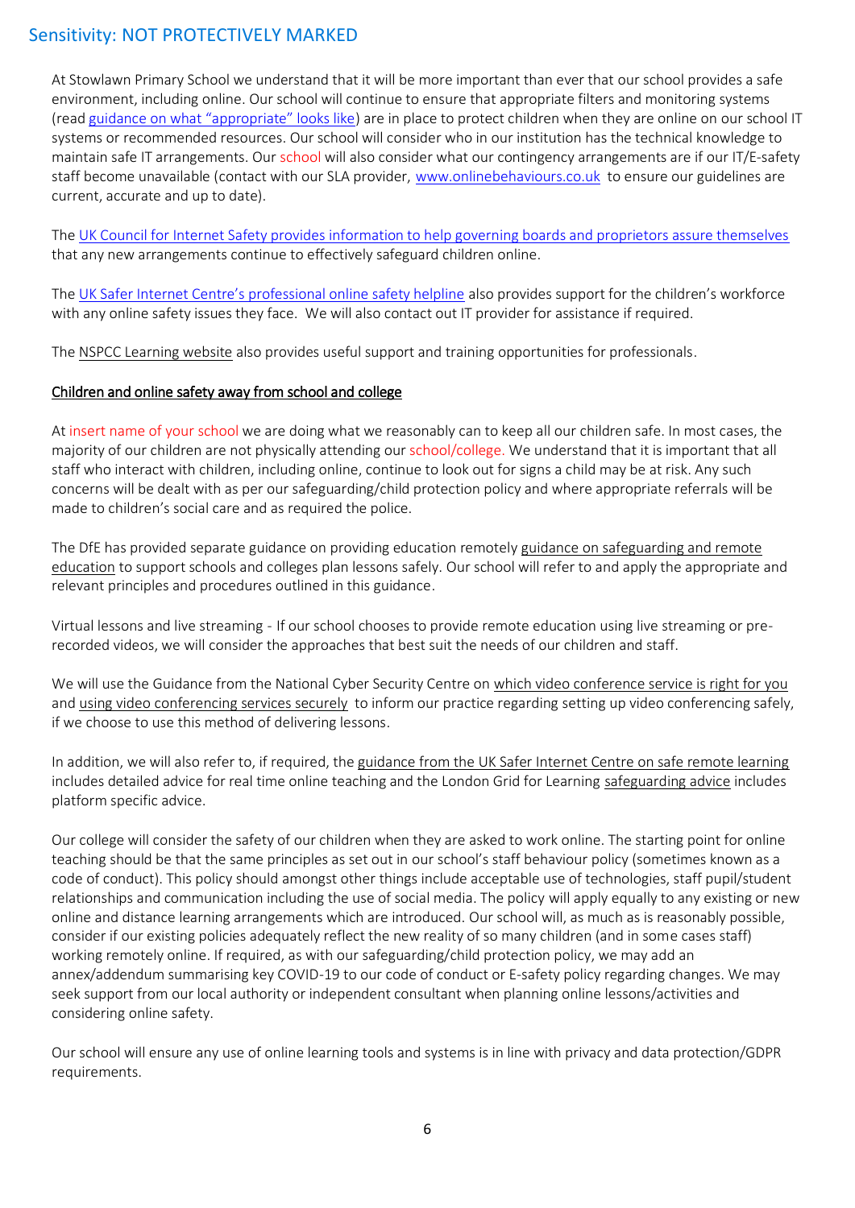At Stowlawn Primary School we understand that it will be more important than ever that our school provides a safe environment, including online. Our school will continue to ensure that appropriate filters and monitoring systems (read guidance on what "appropriate" looks like) are in place to protect children when they are online on our school IT systems or recommended resources. Our school will consider who in our institution has the technical knowledge to maintain safe IT arrangements. Our school will also consider what our contingency arrangements are if our IT/E-safety staff become unavailable (contact with our SLA provider, www.onlinebehaviours.co.uk to ensure our guidelines are current, accurate and up to date).

The UK Council for Internet Safety provides information to help governing boards and proprietors assure themselves that any new arrangements continue to effectively safeguard children online.

The UK Safer Internet Centre's professional online safety helpline also provides support for the children's workforce with any online safety issues they face. We will also contact out IT provider for assistance if required.

The NSPCC Learning website also provides useful support and training opportunities for professionals.

## Children and online safety away from school and college

At insert name of your school we are doing what we reasonably can to keep all our children safe. In most cases, the majority of our children are not physically attending our school/college. We understand that it is important that all staff who interact with children, including online, continue to look out for signs a child may be at risk. Any such concerns will be dealt with as per our safeguarding/child protection policy and where appropriate referrals will be made to children's social care and as required the police.

The DfE has provided separate guidance on providing education remotely guidance on safeguarding and remote education to support schools and colleges plan lessons safely. Our school will refer to and apply the appropriate and relevant principles and procedures outlined in this guidance.

Virtual lessons and live streaming - If our school chooses to provide remote education using live streaming or pre-recorded videos, we will consider the approaches that best suit the needs of our children and staff.

We will use the Guidance from the National Cyber Security Centre on which video conference service is right for you and using video conferencing services securely to inform our practice regarding setting up video conferencing safely, if we choose to use this method of delivering lessons.

In addition, we will also refer to, if required, the guidance from the UK Safer Internet Centre on safe remote learning includes detailed advice for real time online teaching and the London Grid for Learning safeguarding advice includes platform specific advice.

Our college will consider the safety of our children when they are asked to work online. The starting point for online teaching should be that the same principles as set out in our school's staff behaviour policy (sometimes known as a code of conduct). This policy should amongst other things include acceptable use of technologies, staff pupil/student relationships and communication including the use of social media. The policy will apply equally to any existing or new online and distance learning arrangements which are introduced. Our school will, as much as is reasonably possible, consider if our existing policies adequately reflect the new reality of so many children (and in some cases staff) working remotely online. If required, as with our safeguarding/child protection policy, we may add an annex/addendum summarising key COVID-19 to our code of conduct or E-safety policy regarding changes. We may seek support from our local authority or independent consultant when planning online lessons/activities and considering online safety.

Our school will ensure any use of online learning tools and systems is in line with privacy and data protection/GDPR requirements.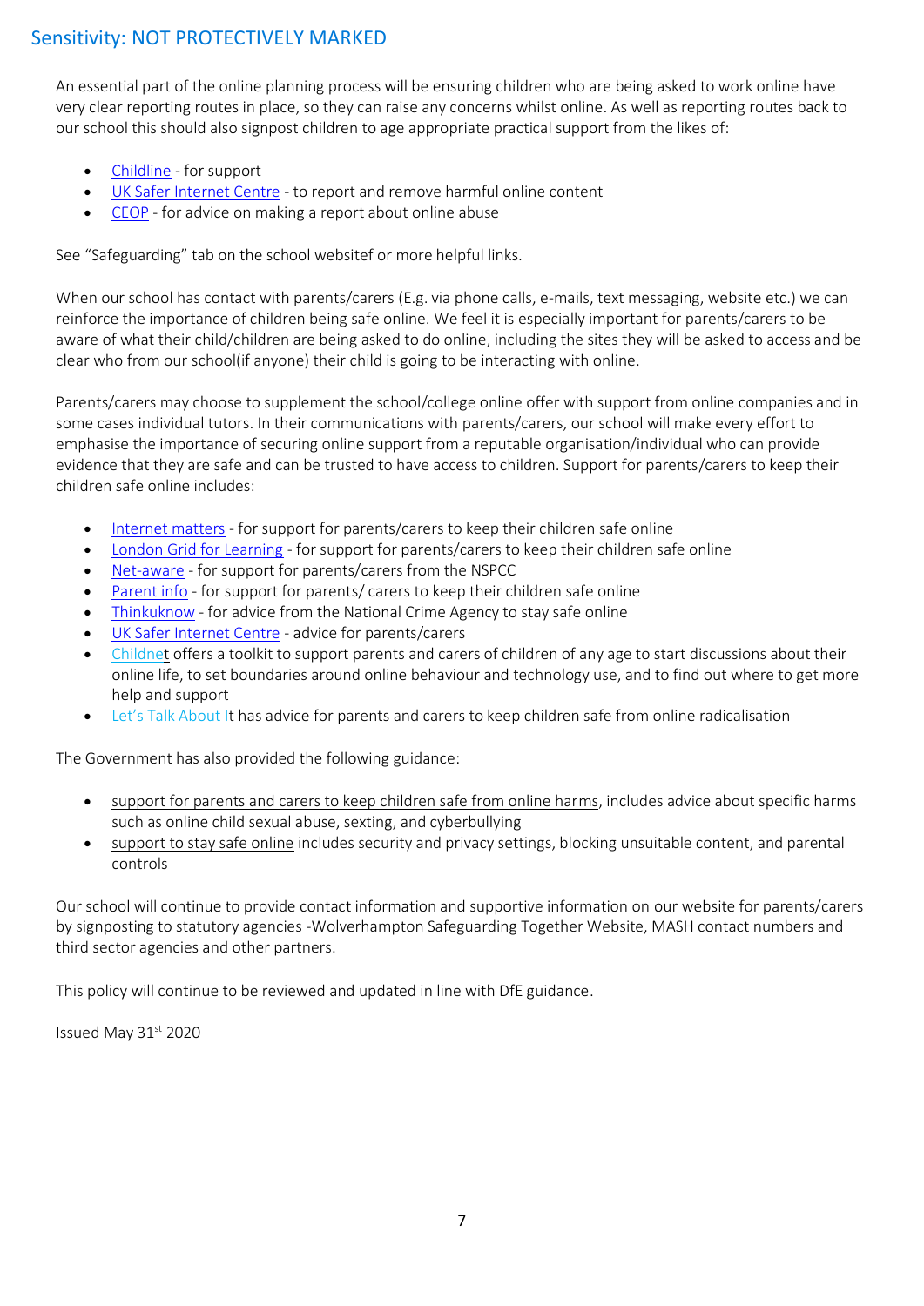An essential part of the online planning process will be ensuring children who are being asked to work online have very clear reporting routes in place, so they can raise any concerns whilst online. As well as reporting routes back to our school this should also signpost children to age appropriate practical support from the likes of:

- Childline - for support
- UK Safer Internet Centre - to report and remove harmful online content
- CEOP - for advice on making a report about online abuse

See "Safeguarding" tab on the school websitef or more helpful links.

When our school has contact with parents/carers (E.g. via phone calls, e-mails, text messaging, website etc.) we can reinforce the importance of children being safe online. We feel it is especially important for parents/carers to be aware of what their child/children are being asked to do online, including the sites they will be asked to access and be clear who from our school(if anyone) their child is going to be interacting with online.

Parents/carers may choose to supplement the school/college online offer with support from online companies and in some cases individual tutors. In their communications with parents/carers, our school will make every effort to emphasise the importance of securing online support from a reputable organisation/individual who can provide evidence that they are safe and can be trusted to have access to children. Support for parents/carers to keep their children safe online includes:

- Internet matters - for support for parents/carers to keep their children safe online
- London Grid for Learning - for support for parents/carers to keep their children safe online
- Net-aware - for support for parents/carers from the NSPCC
- Parent info - for support for parents/ carers to keep their children safe online
- Thinkuknow - for advice from the National Crime Agency to stay safe online
- UK Safer Internet Centre - advice for parents/carers
- Childnet offers a toolkit to support parents and carers of children of any age to start discussions about their online life, to set boundaries around online behaviour and technology use, and to find out where to get more help and support
- Let's Talk About It has advice for parents and carers to keep children safe from online radicalisation

The Government has also provided the following guidance:

- support for parents and carers to keep children safe from online harms, includes advice about specific harms such as online child sexual abuse, sexting, and cyberbullying
- support to stay safe online includes security and privacy settings, blocking unsuitable content, and parental controls

Our school will continue to provide contact information and supportive information on our website for parents/carers by signposting to statutory agencies -Wolverhampton Safeguarding Together Website, MASH contact numbers and third sector agencies and other partners.

This policy will continue to be reviewed and updated in line with DfE guidance.

Issued May 31st 2020